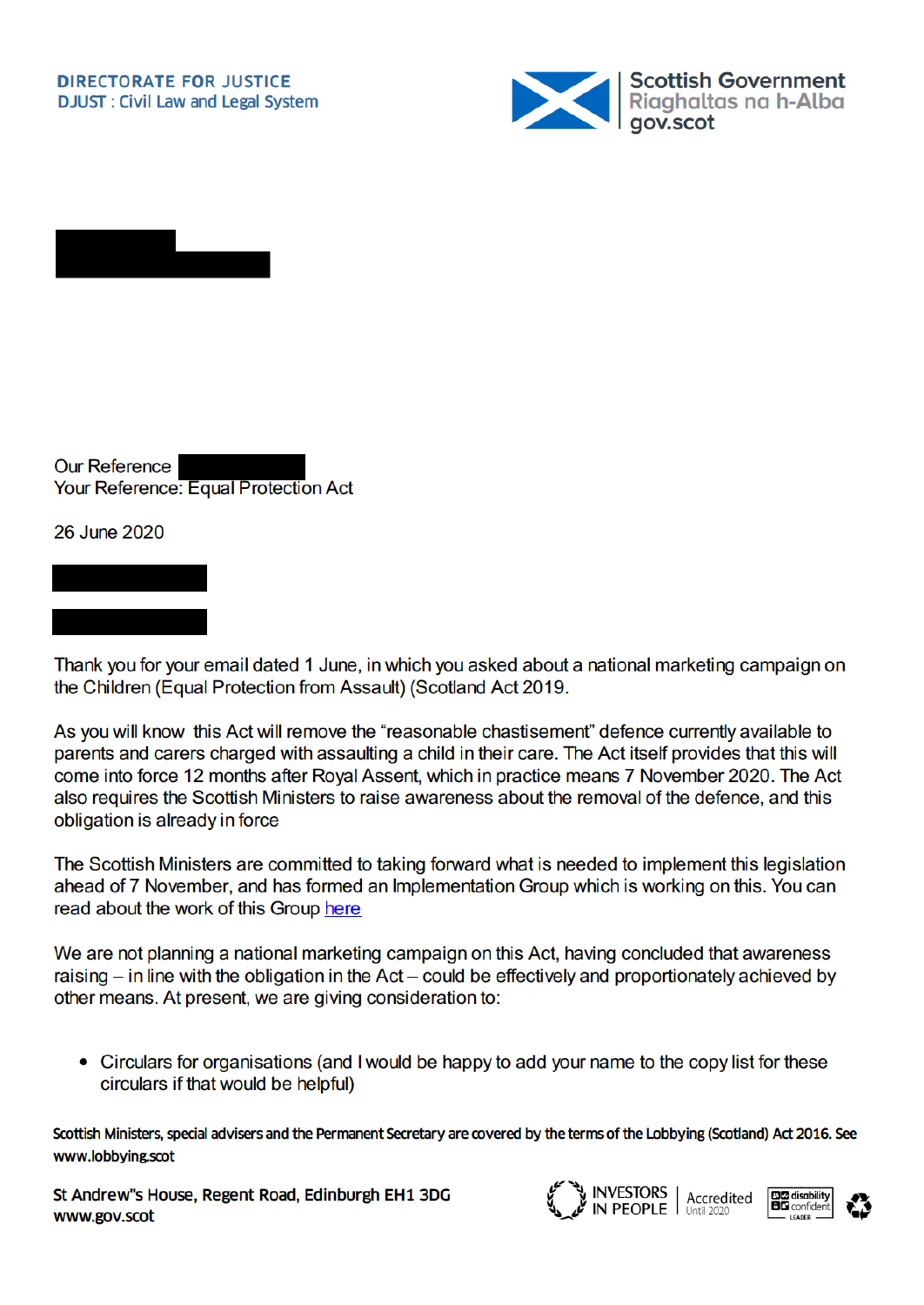DIRECTORATE FOR JUSTICE
DJUST : Civil Law and Legal System

Scottish Government
Riaghaltas na h-Alba
gov.scot

Our Reference
Your Reference: Equal Protection Act

26 June 2020

Thank you for your email dated 1 June, in which you asked about a national marketing campaign on the Children (Equal Protection from Assault) (Scotland Act 2019.

As you will know this Act will remove the “reasonable chastisement” defence currently available to parents and carers charged with assaulting a child in their care. The Act itself provides that this will come into force 12 months after Royal Assent, which in practice means 7 November 2020. The Act also requires the Scottish Ministers to raise awareness about the removal of the defence, and this obligation is already in force

The Scottish Ministers are committed to taking forward what is needed to implement this legislation ahead of 7 November, and has formed an Implementation Group which is working on this. You can read about the work of this Group here

We are not planning a national marketing campaign on this Act, having concluded that awareness raising – in line with the obligation in the Act – could be effectively and proportionately achieved by other means. At present, we are giving consideration to:

- Circulars for organisations (and I would be happy to add your name to the copy list for these circulars if that would be helpful)

Scottish Ministers, special advisers and the Permanent Secretary are covered by the terms of the Lobbying (Scotland) Act 2016. See www.lobbying.scot

St Andrew"s House, Regent Road, Edinburgh EH1 3DG
www.gov.scot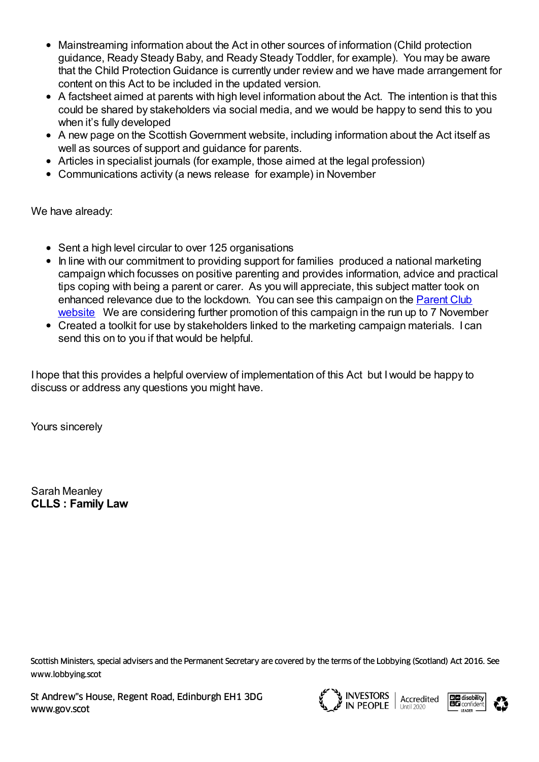- Mainstreaming information about the Act in other sources of information (Child protection guidance, Ready Steady Baby, and Ready Steady Toddler, for example). You may be aware that the Child Protection Guidance is currently under review and we have made arrangement for content on this Act to be included in the updated version.
- A factsheet aimed at parents with high level information about the Act. The intention is that this could be shared by stakeholders via social media, and we would be happy to send this to you when it's fully developed
- A new page on the Scottish Government website, including information about the Act itself as well as sources of support and guidance for parents.
- Articles in specialist journals (for example, those aimed at the legal profession)
- Communications activity (a news release for example) in November

We have already:

- Sent a high level circular to over 125 organisations
- In line with our commitment to providing support for families produced a national marketing campaign which focusses on positive parenting and provides information, advice and practical tips coping with being a parent or carer. As you will appreciate, this subject matter took on enhanced relevance due to the lockdown. You can see this campaign on the Parent Club website We are considering further promotion of this campaign in the run up to 7 November
- Created a toolkit for use by stakeholders linked to the marketing campaign materials. I can send this on to you if that would be helpful.

I hope that this provides a helpful overview of implementation of this Act but I would be happy to discuss or address any questions you might have.

Yours sincerely

Sarah Meanley
**CLLS : Family Law**

Scottish Ministers, special advisers and the Permanent Secretary are covered by the terms of the Lobbying (Scotland) Act 2016. See www.lobbying.scot

St Andrew"s House, Regent Road, Edinburgh EH1 3DG
www.gov.scot